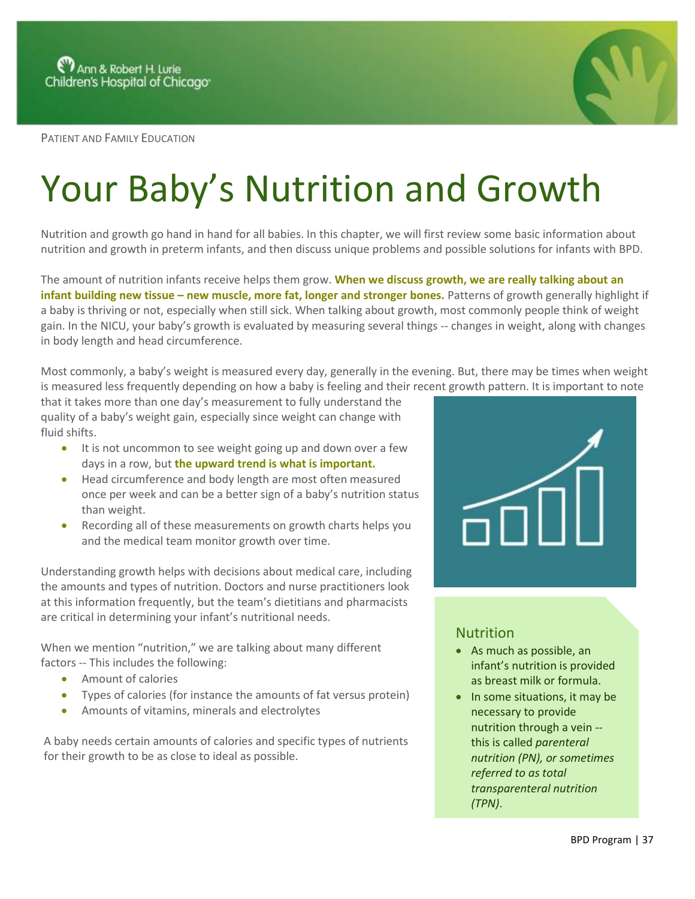PATIENT AND FAMILY EDUCATION

# Your Baby's Nutrition and Growth

Nutrition and growth go hand in hand for all babies. In this chapter, we will first review some basic information about nutrition and growth in preterm infants, and then discuss unique problems and possible solutions for infants with BPD.

The amount of nutrition infants receive helps them grow. **When we discuss growth, we are really talking about an infant building new tissue – new muscle, more fat, longer and stronger bones.** Patterns of growth generally highlight if a baby is thriving or not, especially when still sick. When talking about growth, most commonly people think of weight gain. In the NICU, your baby's growth is evaluated by measuring several things -- changes in weight, along with changes in body length and head circumference.

Most commonly, a baby's weight is measured every day, generally in the evening. But, there may be times when weight is measured less frequently depending on how a baby is feeling and their recent growth pattern. It is important to note that it takes more than one day's measurement to fully understand the quality of a baby's weight gain, especially since weight can change with fluid shifts.

- It is not uncommon to see weight going up and down over a few days in a row, but **the upward trend is what is important.**
- Head circumference and body length are most often measured once per week and can be a better sign of a baby's nutrition status than weight.
- Recording all of these measurements on growth charts helps you and the medical team monitor growth over time.

Understanding growth helps with decisions about medical care, including the amounts and types of nutrition. Doctors and nurse practitioners look at this information frequently, but the team's dietitians and pharmacists are critical in determining your infant's nutritional needs.

When we mention "nutrition," we are talking about many different factors -- This includes the following:

- Amount of calories
- Types of calories (for instance the amounts of fat versus protein)
- Amounts of vitamins, minerals and electrolytes

A baby needs certain amounts of calories and specific types of nutrients for their growth to be as close to ideal as possible.

## Nutrition

- As much as possible, an infant's nutrition is provided as breast milk or formula.
- In some situations, it may be necessary to provide nutrition through a vein -- this is called *parenteral nutrition (PN), or sometimes referred to as total transparenteral nutrition (TPN)*.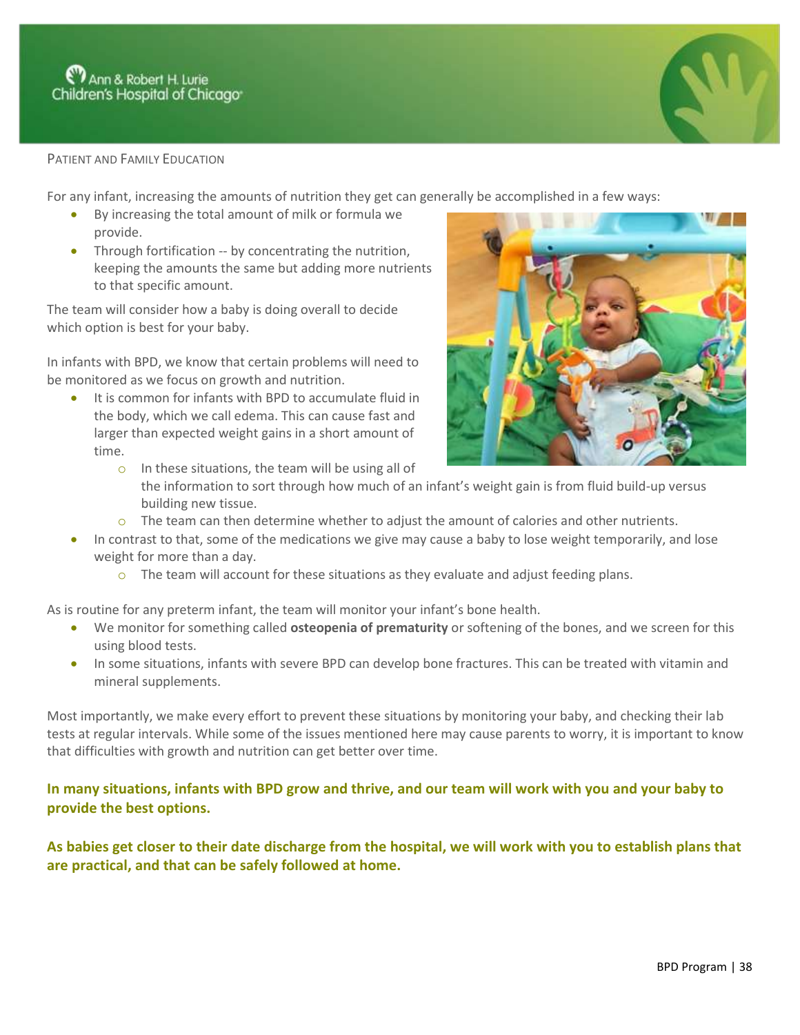PATIENT AND FAMILY EDUCATION

For any infant, increasing the amounts of nutrition they get can generally be accomplished in a few ways:

- By increasing the total amount of milk or formula we provide.
- Through fortification -- by concentrating the nutrition, keeping the amounts the same but adding more nutrients to that specific amount.

The team will consider how a baby is doing overall to decide which option is best for your baby.

In infants with BPD, we know that certain problems will need to be monitored as we focus on growth and nutrition.

- It is common for infants with BPD to accumulate fluid in the body, which we call edema. This can cause fast and larger than expected weight gains in a short amount of time.
  - In these situations, the team will be using all of the information to sort through how much of an infant's weight gain is from fluid build-up versus building new tissue.
  - The team can then determine whether to adjust the amount of calories and other nutrients.
- In contrast to that, some of the medications we give may cause a baby to lose weight temporarily, and lose weight for more than a day.
  - The team will account for these situations as they evaluate and adjust feeding plans.

As is routine for any preterm infant, the team will monitor your infant's bone health.

- We monitor for something called **osteopenia of prematurity** or softening of the bones, and we screen for this using blood tests.
- In some situations, infants with severe BPD can develop bone fractures. This can be treated with vitamin and mineral supplements.

Most importantly, we make every effort to prevent these situations by monitoring your baby, and checking their lab tests at regular intervals. While some of the issues mentioned here may cause parents to worry, it is important to know that difficulties with growth and nutrition can get better over time.

**In many situations, infants with BPD grow and thrive, and our team will work with you and your baby to provide the best options.**

**As babies get closer to their date discharge from the hospital, we will work with you to establish plans that are practical, and that can be safely followed at home.**